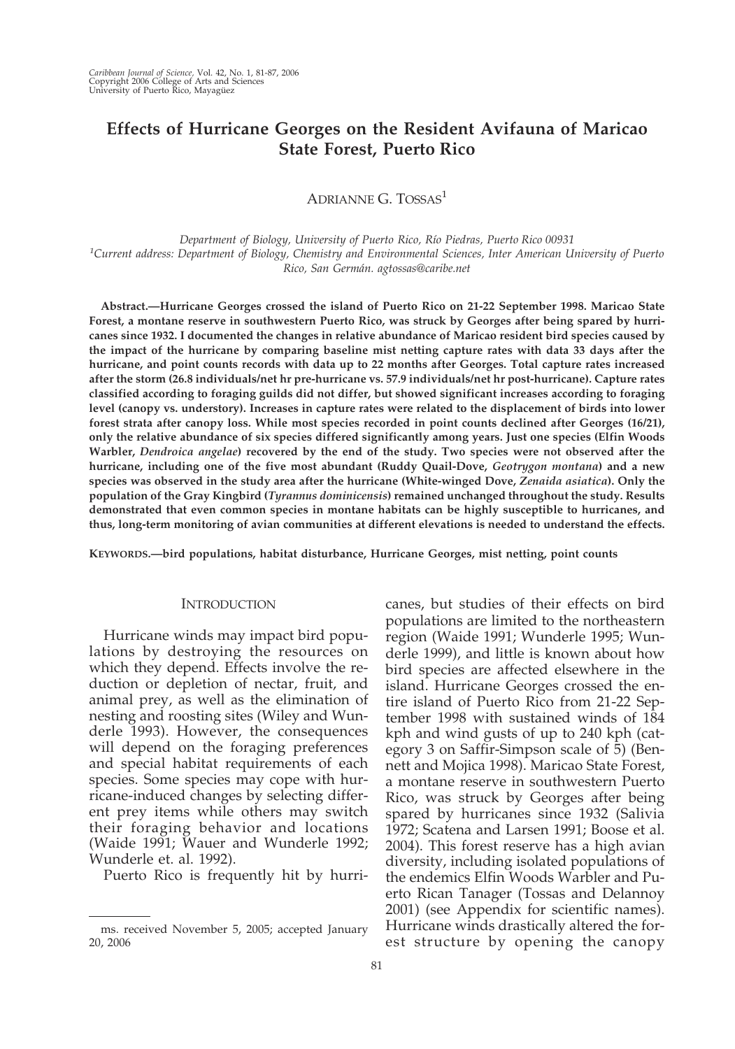# Effects of Hurricane Georges on the Resident Avifauna of Maricao State Forest, Puerto Rico

ADRIANNE G. TOSSAS[1]

*Department of Biology, University of Puerto Rico, Río Piedras, Puerto Rico 00931*
*[1]Current address: Department of Biology, Chemistry and Environmental Sciences, Inter American University of Puerto Rico, San Germán. agtossas@caribe.net*

**Abstract.—Hurricane Georges crossed the island of Puerto Rico on 21-22 September 1998. Maricao State Forest, a montane reserve in southwestern Puerto Rico, was struck by Georges after being spared by hurricanes since 1932. I documented the changes in relative abundance of Maricao resident bird species caused by the impact of the hurricane by comparing baseline mist netting capture rates with data 33 days after the hurricane, and point counts records with data up to 22 months after Georges. Total capture rates increased after the storm (26.8 individuals/net hr pre-hurricane vs. 57.9 individuals/net hr post-hurricane). Capture rates classified according to foraging guilds did not differ, but showed significant increases according to foraging level (canopy vs. understory). Increases in capture rates were related to the displacement of birds into lower forest strata after canopy loss. While most species recorded in point counts declined after Georges (16/21), only the relative abundance of six species differed significantly among years. Just one species (Elfin Woods Warbler, *Dendroica angelae*) recovered by the end of the study. Two species were not observed after the hurricane, including one of the five most abundant (Ruddy Quail-Dove, *Geotrygon montana*) and a new species was observed in the study area after the hurricane (White-winged Dove, *Zenaida asiatica*). Only the population of the Gray Kingbird (*Tyrannus dominicensis*) remained unchanged throughout the study. Results demonstrated that even common species in montane habitats can be highly susceptible to hurricanes, and thus, long-term monitoring of avian communities at different elevations is needed to understand the effects.**

KEYWORDS.—**bird populations, habitat disturbance, Hurricane Georges, mist netting, point counts**

## INTRODUCTION

Hurricane winds may impact bird populations by destroying the resources on which they depend. Effects involve the reduction or depletion of nectar, fruit, and animal prey, as well as the elimination of nesting and roosting sites (Wiley and Wunderle 1993). However, the consequences will depend on the foraging preferences and special habitat requirements of each species. Some species may cope with hurricane-induced changes by selecting different prey items while others may switch their foraging behavior and locations (Waide 1991; Wauer and Wunderle 1992; Wunderle et. al. 1992).

Puerto Rico is frequently hit by hurricanes, but studies of their effects on bird populations are limited to the northeastern region (Waide 1991; Wunderle 1995; Wunderle 1999), and little is known about how bird species are affected elsewhere in the island. Hurricane Georges crossed the entire island of Puerto Rico from 21-22 September 1998 with sustained winds of 184 kph and wind gusts of up to 240 kph (category 3 on Saffir-Simpson scale of 5) (Bennett and Mojica 1998). Maricao State Forest, a montane reserve in southwestern Puerto Rico, was struck by Georges after being spared by hurricanes since 1932 (Salivia 1972; Scatena and Larsen 1991; Boose et al. 2004). This forest reserve has a high avian diversity, including isolated populations of the endemics Elfin Woods Warbler and Puerto Rican Tanager (Tossas and Delannoy 2001) (see Appendix for scientific names). Hurricane winds drastically altered the forest structure by opening the canopy

ms. received November 5, 2005; accepted January 20, 2006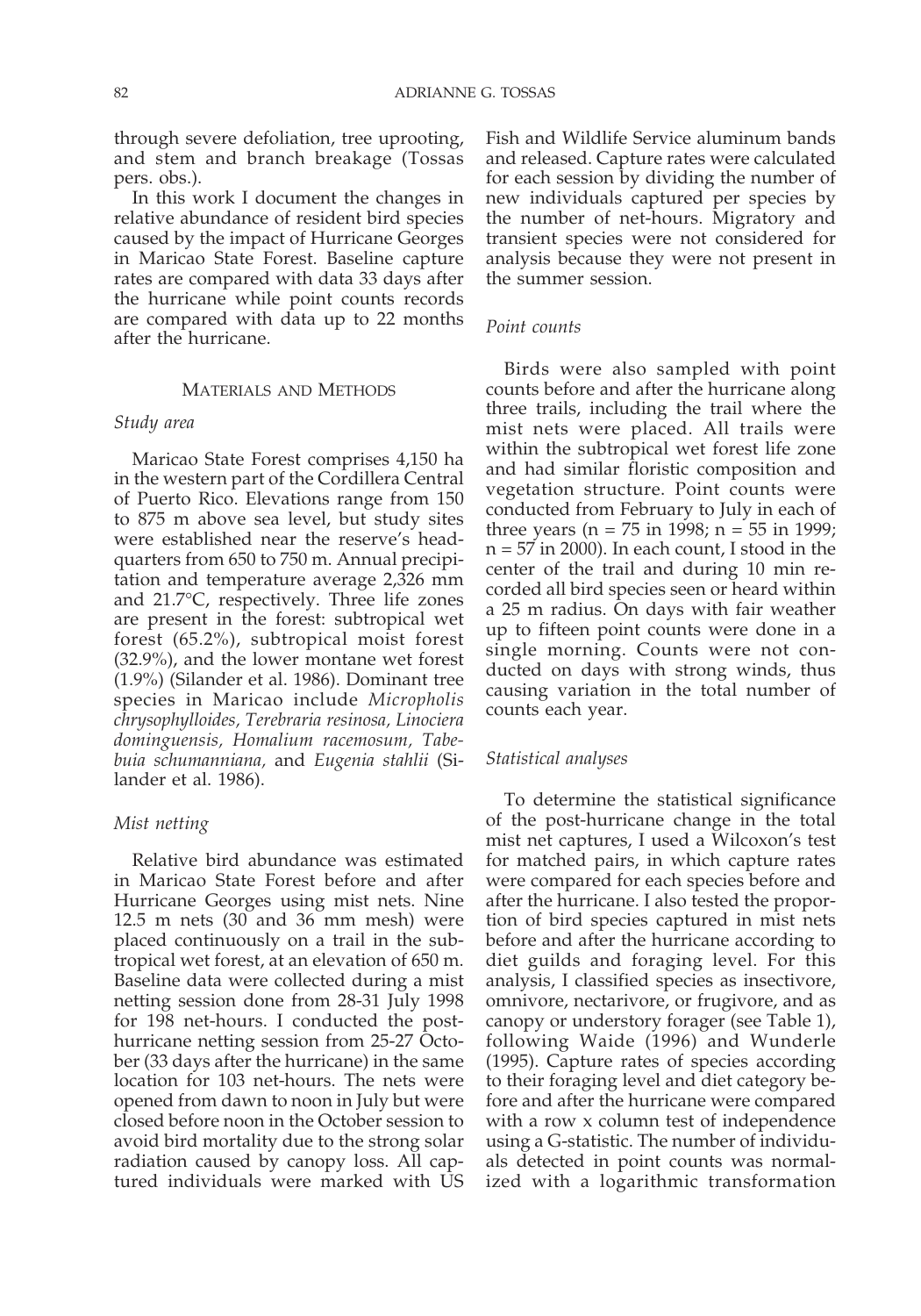through severe defoliation, tree uprooting, and stem and branch breakage (Tossas pers. obs.).

In this work I document the changes in relative abundance of resident bird species caused by the impact of Hurricane Georges in Maricao State Forest. Baseline capture rates are compared with data 33 days after the hurricane while point counts records are compared with data up to 22 months after the hurricane.

## MATERIALS AND METHODS

### *Study area*

Maricao State Forest comprises 4,150 ha in the western part of the Cordillera Central of Puerto Rico. Elevations range from 150 to 875 m above sea level, but study sites were established near the reserve's headquarters from 650 to 750 m. Annual precipitation and temperature average 2,326 mm and 21.7°C, respectively. Three life zones are present in the forest: subtropical wet forest (65.2%), subtropical moist forest (32.9%), and the lower montane wet forest (1.9%) (Silander et al. 1986). Dominant tree species in Maricao include *Micropholis chrysophylloides, Terebraria resinosa, Linociera dominguensis, Homalium racemosum, Tabebuia schumanniana,* and *Eugenia stahlii* (Silander et al. 1986).

### *Mist netting*

Relative bird abundance was estimated in Maricao State Forest before and after Hurricane Georges using mist nets. Nine 12.5 m nets (30 and 36 mm mesh) were placed continuously on a trail in the subtropical wet forest, at an elevation of 650 m. Baseline data were collected during a mist netting session done from 28-31 July 1998 for 198 net-hours. I conducted the post-hurricane netting session from 25-27 October (33 days after the hurricane) in the same location for 103 net-hours. The nets were opened from dawn to noon in July but were closed before noon in the October session to avoid bird mortality due to the strong solar radiation caused by canopy loss. All captured individuals were marked with US Fish and Wildlife Service aluminum bands and released. Capture rates were calculated for each session by dividing the number of new individuals captured per species by the number of net-hours. Migratory and transient species were not considered for analysis because they were not present in the summer session.

### *Point counts*

Birds were also sampled with point counts before and after the hurricane along three trails, including the trail where the mist nets were placed. All trails were within the subtropical wet forest life zone and had similar floristic composition and vegetation structure. Point counts were conducted from February to July in each of three years ($n = 75$ in 1998; $n = 55$ in 1999; $n = 57$ in 2000). In each count, I stood in the center of the trail and during 10 min recorded all bird species seen or heard within a 25 m radius. On days with fair weather up to fifteen point counts were done in a single morning. Counts were not conducted on days with strong winds, thus causing variation in the total number of counts each year.

### *Statistical analyses*

To determine the statistical significance of the post-hurricane change in the total mist net captures, I used a Wilcoxon's test for matched pairs, in which capture rates were compared for each species before and after the hurricane. I also tested the proportion of bird species captured in mist nets before and after the hurricane according to diet guilds and foraging level. For this analysis, I classified species as insectivore, omnivore, nectarivore, or frugivore, and as canopy or understory forager (see Table 1), following Waide (1996) and Wunderle (1995). Capture rates of species according to their foraging level and diet category before and after the hurricane were compared with a row x column test of independence using a G-statistic. The number of individuals detected in point counts was normalized with a logarithmic transformation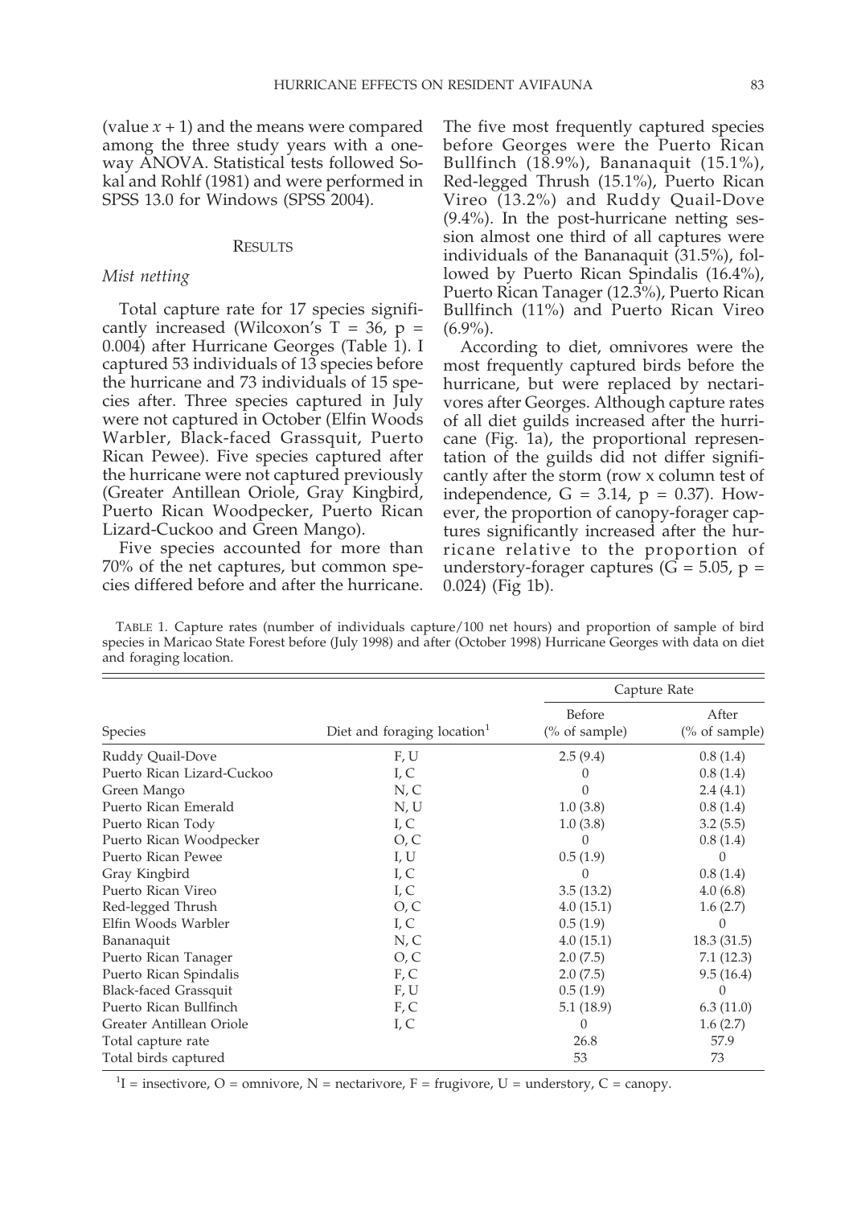(value $x + 1$) and the means were compared among the three study years with a one-way ANOVA. Statistical tests followed Sokal and Rohlf (1981) and were performed in SPSS 13.0 for Windows (SPSS 2004).

## RESULTS

### *Mist netting*

Total capture rate for 17 species significantly increased (Wilcoxon's $T = 36$, $p = 0.004$) after Hurricane Georges (Table 1). I captured 53 individuals of 13 species before the hurricane and 73 individuals of 15 species after. Three species captured in July were not captured in October (Elfin Woods Warbler, Black-faced Grassquit, Puerto Rican Pewee). Five species captured after the hurricane were not captured previously (Greater Antillean Oriole, Gray Kingbird, Puerto Rican Woodpecker, Puerto Rican Lizard-Cuckoo and Green Mango).

Five species accounted for more than 70% of the net captures, but common species differed before and after the hurricane. The five most frequently captured species before Georges were the Puerto Rican Bullfinch (18.9%), Bananaquit (15.1%), Red-legged Thrush (15.1%), Puerto Rican Vireo (13.2%) and Ruddy Quail-Dove (9.4%). In the post-hurricane netting session almost one third of all captures were individuals of the Bananaquit (31.5%), followed by Puerto Rican Spindalis (16.4%), Puerto Rican Tanager (12.3%), Puerto Rican Bullfinch (11%) and Puerto Rican Vireo (6.9%).

According to diet, omnivores were the most frequently captured birds before the hurricane, but were replaced by nectarivores after Georges. Although capture rates of all diet guilds increased after the hurricane (Fig. 1a), the proportional representation of the guilds did not differ significantly after the storm (row x column test of independence, $G = 3.14$, $p = 0.37$). However, the proportion of canopy-forager captures significantly increased after the hurricane relative to the proportion of understory-forager captures ($G = 5.05$, $p = 0.024$) (Fig 1b).

TABLE 1. Capture rates (number of individuals capture/100 net hours) and proportion of sample of bird species in Maricao State Forest before (July 1998) and after (October 1998) Hurricane Georges with data on diet and foraging location.

| Species | Diet and foraging location[1] | Capture Rate | |
|---|---|---|---|
| | | Before (% of sample) | After (% of sample) |
| Ruddy Quail-Dove | F, U | 2.5 (9.4) | 0.8 (1.4) |
| Puerto Rican Lizard-Cuckoo | I, C | 0 | 0.8 (1.4) |
| Green Mango | N, C | 0 | 2.4 (4.1) |
| Puerto Rican Emerald | N, U | 1.0 (3.8) | 0.8 (1.4) |
| Puerto Rican Tody | I, C | 1.0 (3.8) | 3.2 (5.5) |
| Puerto Rican Woodpecker | O, C | 0 | 0.8 (1.4) |
| Puerto Rican Pewee | I, U | 0.5 (1.9) | 0 |
| Gray Kingbird | I, C | 0 | 0.8 (1.4) |
| Puerto Rican Vireo | I, C | 3.5 (13.2) | 4.0 (6.8) |
| Red-legged Thrush | O, C | 4.0 (15.1) | 1.6 (2.7) |
| Elfin Woods Warbler | I, C | 0.5 (1.9) | 0 |
| Bananaquit | N, C | 4.0 (15.1) | 18.3 (31.5) |
| Puerto Rican Tanager | O, C | 2.0 (7.5) | 7.1 (12.3) |
| Puerto Rican Spindalis | F, C | 2.0 (7.5) | 9.5 (16.4) |
| Black-faced Grassquit | F, U | 0.5 (1.9) | 0 |
| Puerto Rican Bullfinch | F, C | 5.1 (18.9) | 6.3 (11.0) |
| Greater Antillean Oriole | I, C | 0 | 1.6 (2.7) |
| Total capture rate | | 26.8 | 57.9 |
| Total birds captured | | 53 | 73 |

[1] I = insectivore, O = omnivore, N = nectarivore, F = frugivore, U = understory, C = canopy.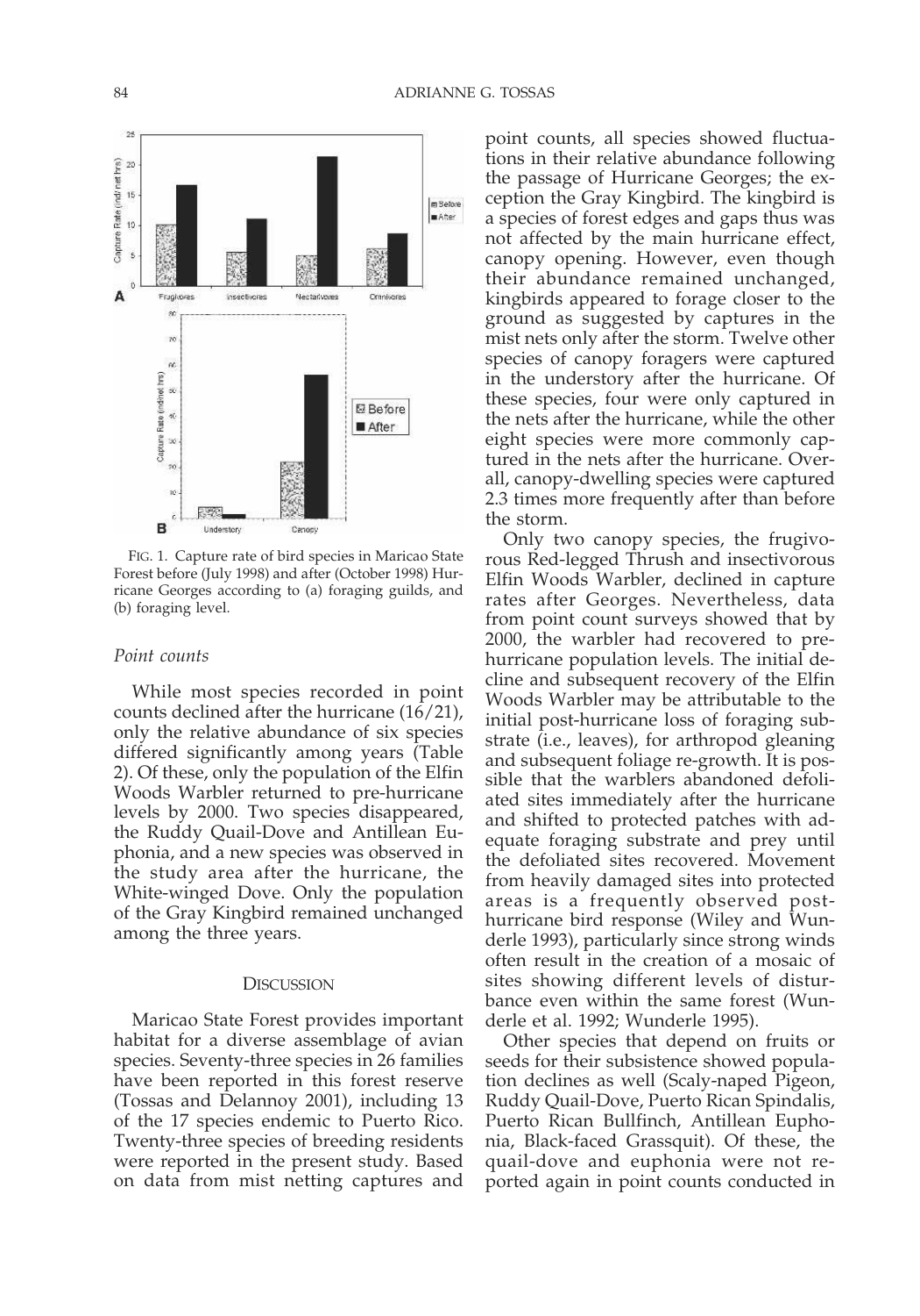FIG. 1. Capture rate of bird species in Maricao State Forest before (July 1998) and after (October 1998) Hurricane Georges according to (a) foraging guilds, and (b) foraging level.

*Point counts*

While most species recorded in point counts declined after the hurricane (16/21), only the relative abundance of six species differed significantly among years (Table 2). Of these, only the population of the Elfin Woods Warbler returned to pre-hurricane levels by 2000. Two species disappeared, the Ruddy Quail-Dove and Antillean Euphonia, and a new species was observed in the study area after the hurricane, the White-winged Dove. Only the population of the Gray Kingbird remained unchanged among the three years.

## DISCUSSION

Maricao State Forest provides important habitat for a diverse assemblage of avian species. Seventy-three species in 26 families have been reported in this forest reserve (Tossas and Delannoy 2001), including 13 of the 17 species endemic to Puerto Rico. Twenty-three species of breeding residents were reported in the present study. Based on data from mist netting captures and point counts, all species showed fluctuations in their relative abundance following the passage of Hurricane Georges; the exception the Gray Kingbird. The kingbird is a species of forest edges and gaps thus was not affected by the main hurricane effect, canopy opening. However, even though their abundance remained unchanged, kingbirds appeared to forage closer to the ground as suggested by captures in the mist nets only after the storm. Twelve other species of canopy foragers were captured in the understory after the hurricane. Of these species, four were only captured in the nets after the hurricane, while the other eight species were more commonly captured in the nets after the hurricane. Overall, canopy-dwelling species were captured 2.3 times more frequently after than before the storm.

Only two canopy species, the frugivorous Red-legged Thrush and insectivorous Elfin Woods Warbler, declined in capture rates after Georges. Nevertheless, data from point count surveys showed that by 2000, the warbler had recovered to pre-hurricane population levels. The initial decline and subsequent recovery of the Elfin Woods Warbler may be attributable to the initial post-hurricane loss of foraging substrate (i.e., leaves), for arthropod gleaning and subsequent foliage re-growth. It is possible that the warblers abandoned defoliated sites immediately after the hurricane and shifted to protected patches with adequate foraging substrate and prey until the defoliated sites recovered. Movement from heavily damaged sites into protected areas is a frequently observed post-hurricane bird response (Wiley and Wunderle 1993), particularly since strong winds often result in the creation of a mosaic of sites showing different levels of disturbance even within the same forest (Wunderle et al. 1992; Wunderle 1995).

Other species that depend on fruits or seeds for their subsistence showed population declines as well (Scaly-naped Pigeon, Ruddy Quail-Dove, Puerto Rican Spindalis, Puerto Rican Bullfinch, Antillean Euphonia, Black-faced Grassquit). Of these, the quail-dove and euphonia were not reported again in point counts conducted in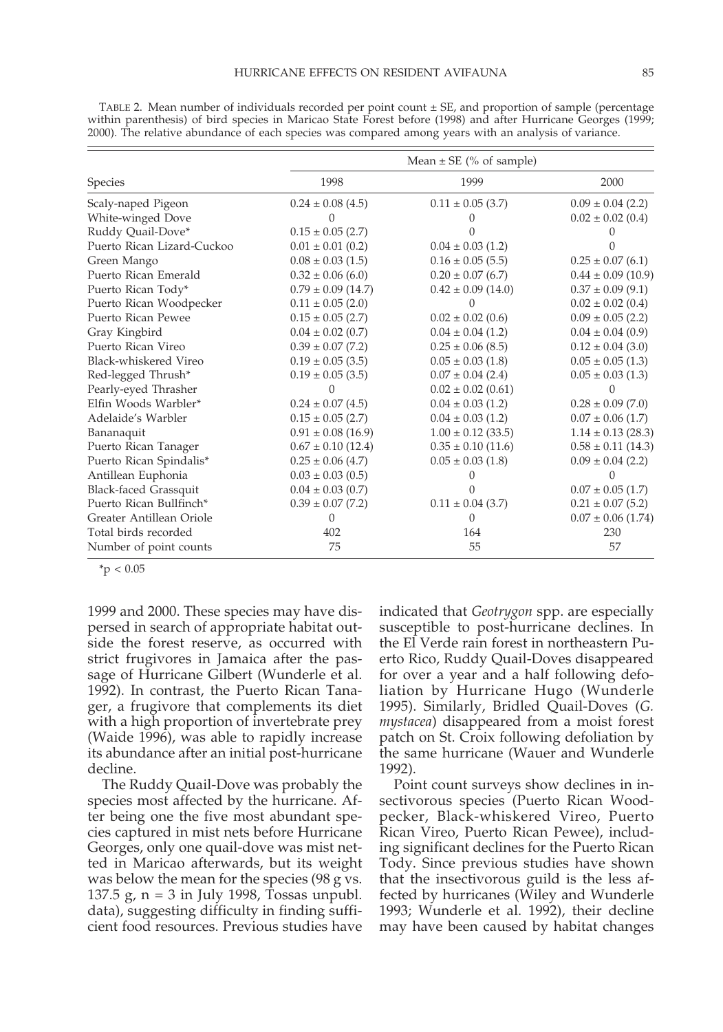TABLE 2. Mean number of individuals recorded per point count ± SE, and proportion of sample (percentage within parenthesis) of bird species in Maricao State Forest before (1998) and after Hurricane Georges (1999; 2000). The relative abundance of each species was compared among years with an analysis of variance.

| Species | Mean ± SE (% of sample) | | |
|---|---|---|---|
| | 1998 | 1999 | 2000 |
| Scaly-naped Pigeon | 0.24 ± 0.08 (4.5) | 0.11 ± 0.05 (3.7) | 0.09 ± 0.04 (2.2) |
| White-winged Dove | 0 | 0 | 0.02 ± 0.02 (0.4) |
| Ruddy Quail-Dove* | 0.15 ± 0.05 (2.7) | 0 | 0 |
| Puerto Rican Lizard-Cuckoo | 0.01 ± 0.01 (0.2) | 0.04 ± 0.03 (1.2) | 0 |
| Green Mango | 0.08 ± 0.03 (1.5) | 0.16 ± 0.05 (5.5) | 0.25 ± 0.07 (6.1) |
| Puerto Rican Emerald | 0.32 ± 0.06 (6.0) | 0.20 ± 0.07 (6.7) | 0.44 ± 0.09 (10.9) |
| Puerto Rican Tody* | 0.79 ± 0.09 (14.7) | 0.42 ± 0.09 (14.0) | 0.37 ± 0.09 (9.1) |
| Puerto Rican Woodpecker | 0.11 ± 0.05 (2.0) | 0 | 0.02 ± 0.02 (0.4) |
| Puerto Rican Pewee | 0.15 ± 0.05 (2.7) | 0.02 ± 0.02 (0.6) | 0.09 ± 0.05 (2.2) |
| Gray Kingbird | 0.04 ± 0.02 (0.7) | 0.04 ± 0.03 (1.2) | 0.04 ± 0.04 (0.9) |
| Puerto Rican Vireo | 0.39 ± 0.07 (7.2) | 0.25 ± 0.06 (8.5) | 0.12 ± 0.04 (3.0) |
| Black-whiskered Vireo | 0.19 ± 0.05 (3.5) | 0.05 ± 0.03 (1.8) | 0.05 ± 0.05 (1.3) |
| Red-legged Thrush* | 0.19 ± 0.05 (3.5) | 0.07 ± 0.04 (2.4) | 0.05 ± 0.03 (1.3) |
| Pearly-eyed Thrasher | 0 | 0.02 ± 0.02 (0.61) | 0 |
| Elfin Woods Warbler* | 0.24 ± 0.07 (4.5) | 0.04 ± 0.03 (1.2) | 0.28 ± 0.09 (7.0) |
| Adelaide's Warbler | 0.15 ± 0.05 (2.7) | 0.04 ± 0.03 (1.2) | 0.07 ± 0.06 (1.7) |
| Bananaquit | 0.91 ± 0.08 (16.9) | 1.00 ± 0.12 (33.5) | 1.14 ± 0.13 (28.3) |
| Puerto Rican Tanager | 0.67 ± 0.10 (12.4) | 0.35 ± 0.10 (11.6) | 0.58 ± 0.11 (14.3) |
| Puerto Rican Spindalis* | 0.25 ± 0.06 (4.7) | 0.05 ± 0.03 (1.8) | 0.09 ± 0.04 (2.2) |
| Antillean Euphonia | 0.03 ± 0.03 (0.5) | 0 | 0 |
| Black-faced Grassquit | 0.04 ± 0.03 (0.7) | 0 | 0.07 ± 0.05 (1.7) |
| Puerto Rican Bullfinch* | 0.39 ± 0.07 (7.2) | 0.11 ± 0.04 (3.7) | 0.21 ± 0.07 (5.2) |
| Greater Antillean Oriole | 0 | 0 | 0.07 ± 0.06 (1.74) |
| Total birds recorded | 402 | 164 | 230 |
| Number of point counts | 75 | 55 | 57 |

*$p < 0.05$

1999 and 2000. These species may have dispersed in search of appropriate habitat outside the forest reserve, as occurred with strict frugivores in Jamaica after the passage of Hurricane Gilbert (Wunderle et al. 1992). In contrast, the Puerto Rican Tanager, a frugivore that complements its diet with a high proportion of invertebrate prey (Waide 1996), was able to rapidly increase its abundance after an initial post-hurricane decline.

The Ruddy Quail-Dove was probably the species most affected by the hurricane. After being one the five most abundant species captured in mist nets before Hurricane Georges, only one quail-dove was mist netted in Maricao afterwards, but its weight was below the mean for the species (98 g vs. 137.5 g, n = 3 in July 1998, Tossas unpubl. data), suggesting difficulty in finding sufficient food resources. Previous studies have indicated that *Geotrygon* spp. are especially susceptible to post-hurricane declines. In the El Verde rain forest in northeastern Puerto Rico, Ruddy Quail-Doves disappeared for over a year and a half following defoliation by Hurricane Hugo (Wunderle 1995). Similarly, Bridled Quail-Doves (*G. mystacea*) disappeared from a moist forest patch on St. Croix following defoliation by the same hurricane (Wauer and Wunderle 1992).

Point count surveys show declines in insectivorous species (Puerto Rican Woodpecker, Black-whiskered Vireo, Puerto Rican Vireo, Puerto Rican Pewee), including significant declines for the Puerto Rican Tody. Since previous studies have shown that the insectivorous guild is the less affected by hurricanes (Wiley and Wunderle 1993; Wunderle et al. 1992), their decline may have been caused by habitat changes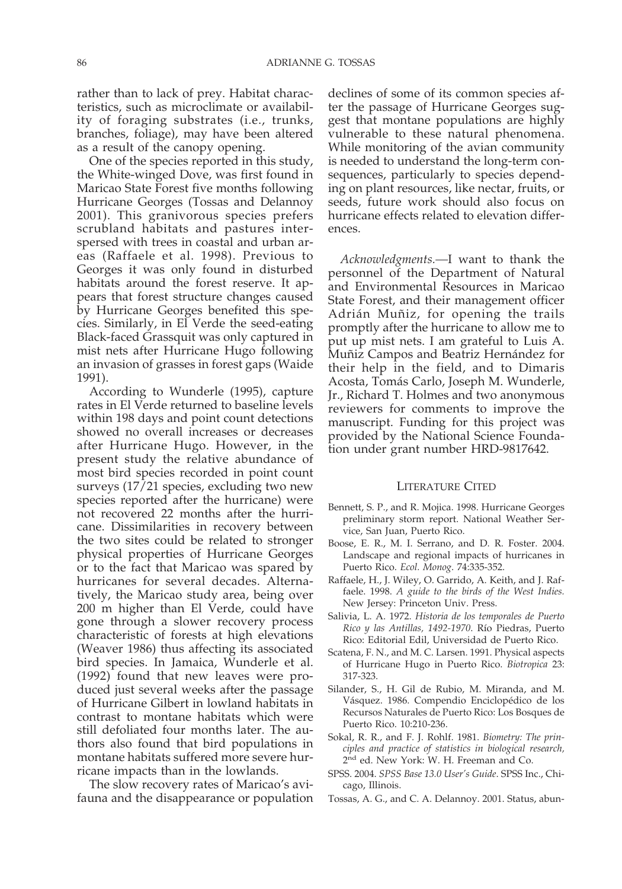rather than to lack of prey. Habitat characteristics, such as microclimate or availability of foraging substrates (i.e., trunks, branches, foliage), may have been altered as a result of the canopy opening.

One of the species reported in this study, the White-winged Dove, was first found in Maricao State Forest five months following Hurricane Georges (Tossas and Delannoy 2001). This granivorous species prefers scrubland habitats and pastures interspersed with trees in coastal and urban areas (Raffaele et al. 1998). Previous to Georges it was only found in disturbed habitats around the forest reserve. It appears that forest structure changes caused by Hurricane Georges benefited this species. Similarly, in El Verde the seed-eating Black-faced Grassquit was only captured in mist nets after Hurricane Hugo following an invasion of grasses in forest gaps (Waide 1991).

According to Wunderle (1995), capture rates in El Verde returned to baseline levels within 198 days and point count detections showed no overall increases or decreases after Hurricane Hugo. However, in the present study the relative abundance of most bird species recorded in point count surveys (17/21 species, excluding two new species reported after the hurricane) were not recovered 22 months after the hurricane. Dissimilarities in recovery between the two sites could be related to stronger physical properties of Hurricane Georges or to the fact that Maricao was spared by hurricanes for several decades. Alternatively, the Maricao study area, being over 200 m higher than El Verde, could have gone through a slower recovery process characteristic of forests at high elevations (Weaver 1986) thus affecting its associated bird species. In Jamaica, Wunderle et al. (1992) found that new leaves were produced just several weeks after the passage of Hurricane Gilbert in lowland habitats in contrast to montane habitats which were still defoliated four months later. The authors also found that bird populations in montane habitats suffered more severe hurricane impacts than in the lowlands.

The slow recovery rates of Maricao's avifauna and the disappearance or population declines of some of its common species after the passage of Hurricane Georges suggest that montane populations are highly vulnerable to these natural phenomena. While monitoring of the avian community is needed to understand the long-term consequences, particularly to species depending on plant resources, like nectar, fruits, or seeds, future work should also focus on hurricane effects related to elevation differences.

*Acknowledgments.*—I want to thank the personnel of the Department of Natural and Environmental Resources in Maricao State Forest, and their management officer Adrián Muñiz, for opening the trails promptly after the hurricane to allow me to put up mist nets. I am grateful to Luis A. Muñiz Campos and Beatriz Hernández for their help in the field, and to Dimaris Acosta, Tomás Carlo, Joseph M. Wunderle, Jr., Richard T. Holmes and two anonymous reviewers for comments to improve the manuscript. Funding for this project was provided by the National Science Foundation under grant number HRD-9817642.

## LITERATURE CITED

Bennett, S. P., and R. Mojica. 1998. Hurricane Georges preliminary storm report. National Weather Service, San Juan, Puerto Rico.

Boose, E. R., M. I. Serrano, and D. R. Foster. 2004. Landscape and regional impacts of hurricanes in Puerto Rico. *Ecol. Monog*. 74:335-352.

Raffaele, H., J. Wiley, O. Garrido, A. Keith, and J. Raffaele. 1998. *A guide to the birds of the West Indies.* New Jersey: Princeton Univ. Press.

Salivia, L. A. 1972. *Historia de los temporales de Puerto Rico y las Antillas, 1492-1970*. Río Piedras, Puerto Rico: Editorial Edil, Universidad de Puerto Rico.

Scatena, F. N., and M. C. Larsen. 1991. Physical aspects of Hurricane Hugo in Puerto Rico. *Biotropica* 23: 317-323.

Silander, S., H. Gil de Rubio, M. Miranda, and M. Vásquez. 1986. Compendio Enciclopédico de los Recursos Naturales de Puerto Rico: Los Bosques de Puerto Rico. 10:210-236.

Sokal, R. R., and F. J. Rohlf. 1981. *Biometry: The principles and practice of statistics in biological research,* 2nd ed. New York: W. H. Freeman and Co.

SPSS. 2004. *SPSS Base 13.0 User's Guide*. SPSS Inc., Chicago, Illinois.

Tossas, A. G., and C. A. Delannoy. 2001. Status, abun-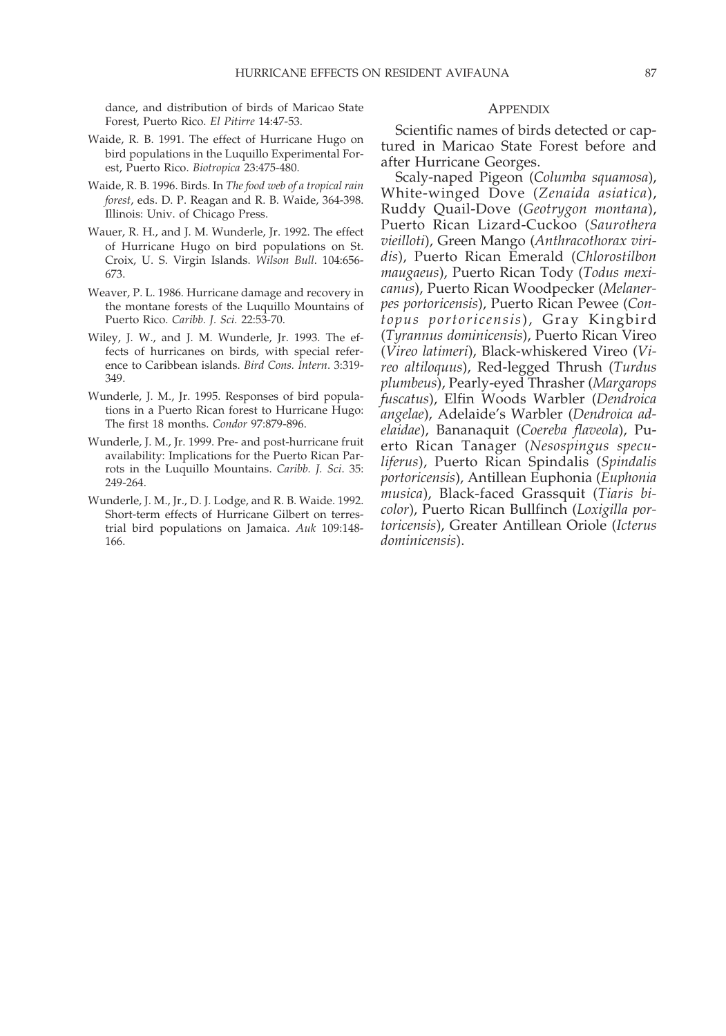dance, and distribution of birds of Maricao State Forest, Puerto Rico. *El Pitirre* 14:47-53.

Waide, R. B. 1991. The effect of Hurricane Hugo on bird populations in the Luquillo Experimental Forest, Puerto Rico. *Biotropica* 23:475-480.

Waide, R. B. 1996. Birds. In *The food web of a tropical rain forest*, eds. D. P. Reagan and R. B. Waide, 364-398. Illinois: Univ. of Chicago Press.

Wauer, R. H., and J. M. Wunderle, Jr. 1992. The effect of Hurricane Hugo on bird populations on St. Croix, U. S. Virgin Islands. *Wilson Bull*. 104:656-673.

Weaver, P. L. 1986. Hurricane damage and recovery in the montane forests of the Luquillo Mountains of Puerto Rico. *Caribb. J. Sci.* 22:53-70.

Wiley, J. W., and J. M. Wunderle, Jr. 1993. The effects of hurricanes on birds, with special reference to Caribbean islands. *Bird Cons. Intern*. 3:319-349.

Wunderle, J. M., Jr. 1995. Responses of bird populations in a Puerto Rican forest to Hurricane Hugo: The first 18 months. *Condor* 97:879-896.

Wunderle, J. M., Jr. 1999. Pre- and post-hurricane fruit availability: Implications for the Puerto Rican Parrots in the Luquillo Mountains. *Caribb. J. Sci*. 35: 249-264.

Wunderle, J. M., Jr., D. J. Lodge, and R. B. Waide. 1992. Short-term effects of Hurricane Gilbert on terrestrial bird populations on Jamaica. *Auk* 109:148-166.

## APPENDIX

Scientific names of birds detected or captured in Maricao State Forest before and after Hurricane Georges.

Scaly-naped Pigeon (*Columba squamosa*), White-winged Dove (*Zenaida asiatica*), Ruddy Quail-Dove (*Geotrygon montana*), Puerto Rican Lizard-Cuckoo (*Saurothera vieilloti*), Green Mango (*Anthracothorax viridis*), Puerto Rican Emerald (*Chlorostilbon maugaeus*), Puerto Rican Tody (*Todus mexicanus*), Puerto Rican Woodpecker (*Melanerpes portoricensis*), Puerto Rican Pewee (*Contopus portoricensis*), Gray Kingbird (*Tyrannus dominicensis*), Puerto Rican Vireo (*Vireo latimeri*), Black-whiskered Vireo (*Vireo altiloquus*), Red-legged Thrush (*Turdus plumbeus*), Pearly-eyed Thrasher (*Margarops fuscatus*), Elfin Woods Warbler (*Dendroica angelae*), Adelaide's Warbler (*Dendroica adelaidae*), Bananaquit (*Coereba flaveola*), Puerto Rican Tanager (*Nesospingus speculiferus*), Puerto Rican Spindalis (*Spindalis portoricensis*), Antillean Euphonia (*Euphonia musica*), Black-faced Grassquit (*Tiaris bicolor*), Puerto Rican Bullfinch (*Loxigilla portoricensis*), Greater Antillean Oriole (*Icterus dominicensis*).